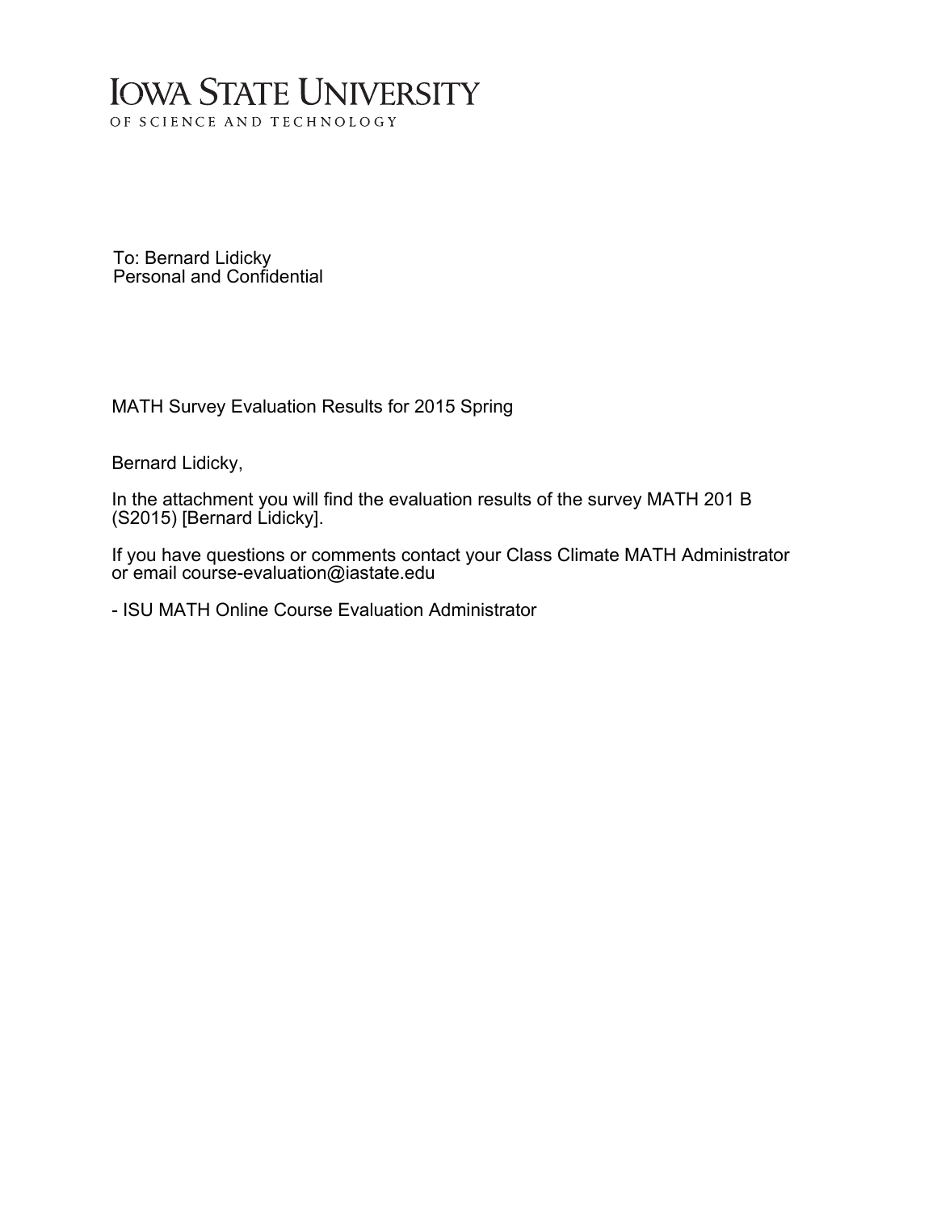# IOWA STATE UNIVERSITY

OF SCIENCE AND TECHNOLOGY

To: Bernard Lidicky
Personal and Confidential

MATH Survey Evaluation Results for 2015 Spring

Bernard Lidicky,

In the attachment you will find the evaluation results of the survey MATH 201 B (S2015) [Bernard Lidicky].

If you have questions or comments contact your Class Climate MATH Administrator or email course-evaluation@iastate.edu

- ISU MATH Online Course Evaluation Administrator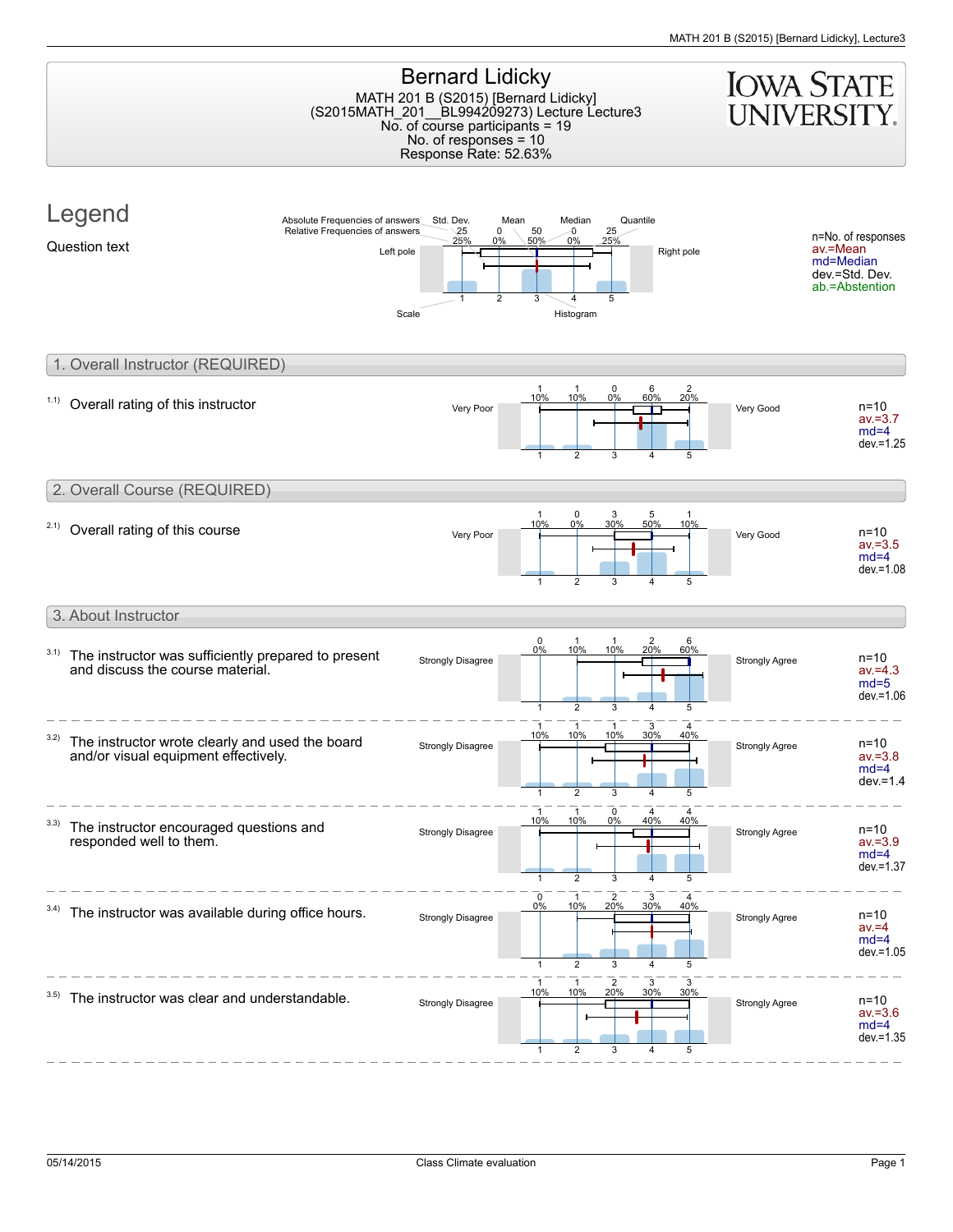# Bernard Lidicky

MATH 201 B (S2015) [Bernard Lidicky]
(S2015MATH_201__BL994209273) Lecture Lecture3
No. of course participants = 19
No. of responses = 10
Response Rate: 52.63%

## Legend

Question text

Legend diagram labels: Absolute Frequencies of answers, Relative Frequencies of answers, Std. Dev., Mean, Median, Quantile, Left pole, Right pole, Scale, Histogram

| 25 | 0 | 50 | 0 | 25 |
|---|---|---|---|---|
| 25% | 0% | 50% | 0% | 25% |
| 1 | 2 | 3 | 4 | 5 |

n=No. of responses
av.=Mean
md=Median
dev.=Std. Dev.
ab.=Abstention

## 1. Overall Instructor (REQUIRED)

1.1) Overall rating of this instructor

Very Poor – Very Good

| 1 | 2 | 3 | 4 | 5 |
|---|---|---|---|---|
| 1 (10%) | 1 (10%) | 0 (0%) | 6 (60%) | 2 (20%) |

n=10, av.=3.7, md=4, dev.=1.25

## 2. Overall Course (REQUIRED)

2.1) Overall rating of this course

Very Poor – Very Good

| 1 | 2 | 3 | 4 | 5 |
|---|---|---|---|---|
| 1 (10%) | 0 (0%) | 3 (30%) | 5 (50%) | 1 (10%) |

n=10, av.=3.5, md=4, dev.=1.08

## 3. About Instructor

3.1) The instructor was sufficiently prepared to present and discuss the course material.

Strongly Disagree – Strongly Agree

| 1 | 2 | 3 | 4 | 5 |
|---|---|---|---|---|
| 0 (0%) | 1 (10%) | 1 (10%) | 2 (20%) | 6 (60%) |

n=10, av.=4.3, md=5, dev.=1.06

3.2) The instructor wrote clearly and used the board and/or visual equipment effectively.

Strongly Disagree – Strongly Agree

| 1 | 2 | 3 | 4 | 5 |
|---|---|---|---|---|
| 1 (10%) | 1 (10%) | 1 (10%) | 3 (30%) | 4 (40%) |

n=10, av.=3.8, md=4, dev.=1.4

3.3) The instructor encouraged questions and responded well to them.

Strongly Disagree – Strongly Agree

| 1 | 2 | 3 | 4 | 5 |
|---|---|---|---|---|
| 1 (10%) | 1 (10%) | 0 (0%) | 4 (40%) | 4 (40%) |

n=10, av.=3.9, md=4, dev.=1.37

3.4) The instructor was available during office hours.

Strongly Disagree – Strongly Agree

| 1 | 2 | 3 | 4 | 5 |
|---|---|---|---|---|
| 0 (0%) | 1 (10%) | 2 (20%) | 3 (30%) | 4 (40%) |

n=10, av.=4, md=4, dev.=1.05

3.5) The instructor was clear and understandable.

Strongly Disagree – Strongly Agree

| 1 | 2 | 3 | 4 | 5 |
|---|---|---|---|---|
| 1 (10%) | 1 (10%) | 2 (20%) | 3 (30%) | 3 (30%) |

n=10, av.=3.6, md=4, dev.=1.35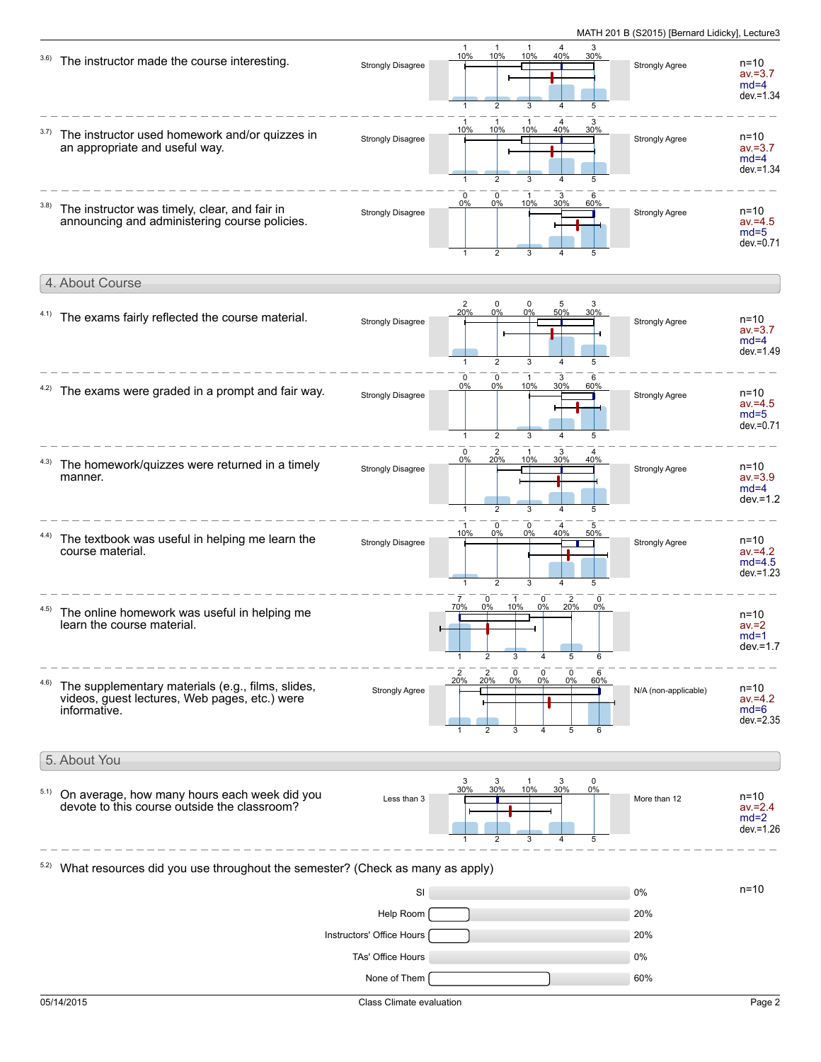3.6) The instructor made the course interesting.

| Strongly Disagree | 1 | 2 | 3 | 4 | 5 | Strongly Agree |
|---|---|---|---|---|---|---|
| | 1 (10%) | 1 (10%) | 1 (10%) | 4 (40%) | 3 (30%) | |

n=10, av.=3.7, md=4, dev.=1.34

3.7) The instructor used homework and/or quizzes in an appropriate and useful way.

| Strongly Disagree | 1 | 2 | 3 | 4 | 5 | Strongly Agree |
|---|---|---|---|---|---|---|
| | 1 (10%) | 1 (10%) | 1 (10%) | 4 (40%) | 3 (30%) | |

n=10, av.=3.7, md=4, dev.=1.34

3.8) The instructor was timely, clear, and fair in announcing and administering course policies.

| Strongly Disagree | 1 | 2 | 3 | 4 | 5 | Strongly Agree |
|---|---|---|---|---|---|---|
| | 0 (0%) | 0 (0%) | 1 (10%) | 3 (30%) | 6 (60%) | |

n=10, av.=4.5, md=5, dev.=0.71

## 4. About Course

4.1) The exams fairly reflected the course material.

| Strongly Disagree | 1 | 2 | 3 | 4 | 5 | Strongly Agree |
|---|---|---|---|---|---|---|
| | 2 (20%) | 0 (0%) | 0 (0%) | 5 (50%) | 3 (30%) | |

n=10, av.=3.7, md=4, dev.=1.49

4.2) The exams were graded in a prompt and fair way.

| Strongly Disagree | 1 | 2 | 3 | 4 | 5 | Strongly Agree |
|---|---|---|---|---|---|---|
| | 0 (0%) | 0 (0%) | 1 (10%) | 3 (30%) | 6 (60%) | |

n=10, av.=4.5, md=5, dev.=0.71

4.3) The homework/quizzes were returned in a timely manner.

| Strongly Disagree | 1 | 2 | 3 | 4 | 5 | Strongly Agree |
|---|---|---|---|---|---|---|
| | 0 (0%) | 2 (20%) | 1 (10%) | 3 (30%) | 4 (40%) | |

n=10, av.=3.9, md=4, dev.=1.2

4.4) The textbook was useful in helping me learn the course material.

| Strongly Disagree | 1 | 2 | 3 | 4 | 5 | Strongly Agree |
|---|---|---|---|---|---|---|
| | 1 (10%) | 0 (0%) | 0 (0%) | 4 (40%) | 5 (50%) | |

n=10, av.=4.2, md=4.5, dev.=1.23

4.5) The online homework was useful in helping me learn the course material.

| 1 | 2 | 3 | 4 | 5 | 6 |
|---|---|---|---|---|---|
| 7 (70%) | 0 (0%) | 1 (10%) | 0 (0%) | 2 (20%) | 0 (0%) |

n=10, av.=2, md=1, dev.=1.7

4.6) The supplementary materials (e.g., films, slides, videos, guest lectures, Web pages, etc.) were informative.

| Strongly Agree | 1 | 2 | 3 | 4 | 5 | 6 | N/A (non-applicable) |
|---|---|---|---|---|---|---|---|
| | 2 (20%) | 2 (20%) | 0 (0%) | 0 (0%) | 0 (0%) | 6 (60%) | |

n=10, av.=4.2, md=6, dev.=2.35

## 5. About You

5.1) On average, how many hours each week did you devote to this course outside the classroom?

| Less than 3 | 1 | 2 | 3 | 4 | 5 | More than 12 |
|---|---|---|---|---|---|---|
| | 3 (30%) | 3 (30%) | 1 (10%) | 3 (30%) | 0 (0%) | |

n=10, av.=2.4, md=2, dev.=1.26

5.2) What resources did you use throughout the semester? (Check as many as apply)

n=10

| Resource | Percentage |
|---|---|
| SI | 0% |
| Help Room | 20% |
| Instructors' Office Hours | 20% |
| TAs' Office Hours | 0% |
| None of Them | 60% |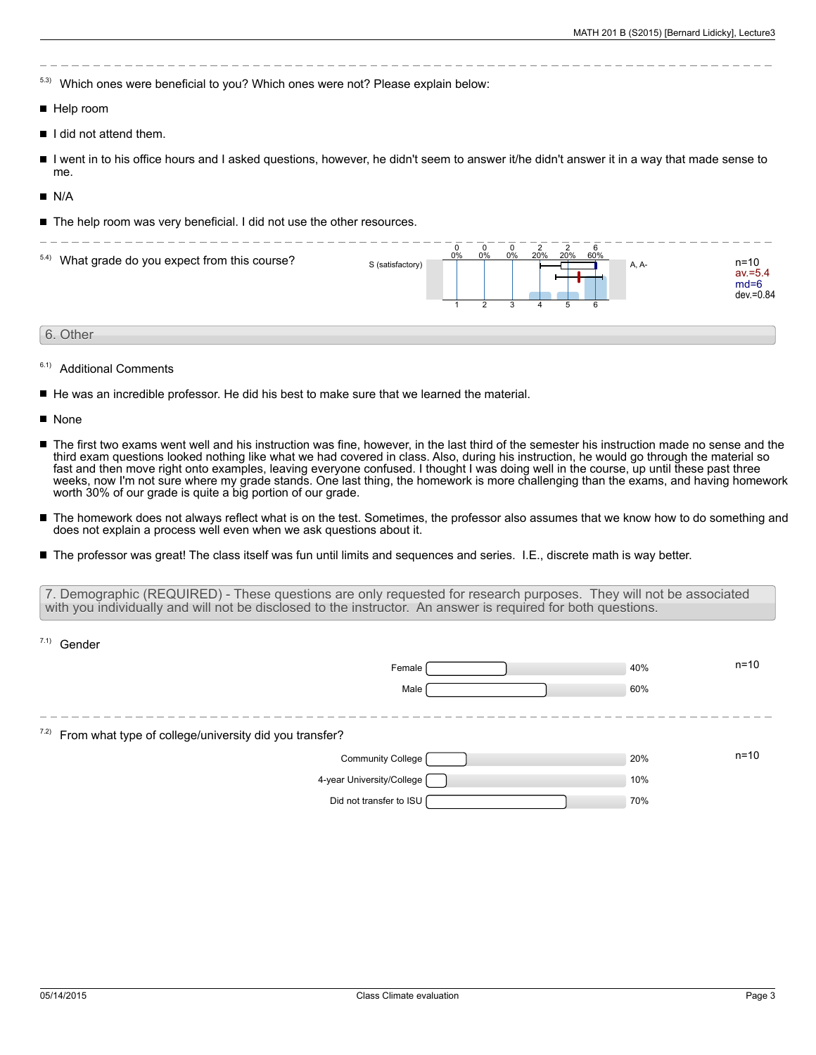5.3) Which ones were beneficial to you? Which ones were not? Please explain below:

- Help room
- I did not attend them.
- I went in to his office hours and I asked questions, however, he didn't seem to answer it/he didn't answer it in a way that made sense to me.
- N/A
- The help room was very beneficial. I did not use the other resources.

5.4) What grade do you expect from this course?

| S (satisfactory) | 1 | 2 | 3 | 4 | 5 | 6 | A, A- | |
|---|---|---|---|---|---|---|---|---|
| | 0 (0%) | 0 (0%) | 0 (0%) | 2 (20%) | 2 (20%) | 6 (60%) | | n=10, av.=5.4, md=6, dev.=0.84 |

## 6. Other

6.1) Additional Comments

- He was an incredible professor. He did his best to make sure that we learned the material.
- None
- The first two exams went well and his instruction was fine, however, in the last third of the semester his instruction made no sense and the third exam questions looked nothing like what we had covered in class. Also, during his instruction, he would go through the material so fast and then move right onto examples, leaving everyone confused. I thought I was doing well in the course, up until these past three weeks, now I'm not sure where my grade stands. One last thing, the homework is more challenging than the exams, and having homework worth 30% of our grade is quite a big portion of our grade.
- The homework does not always reflect what is on the test. Sometimes, the professor also assumes that we know how to do something and does not explain a process well even when we ask questions about it.
- The professor was great! The class itself was fun until limits and sequences and series. I.E., discrete math is way better.

## 7. Demographic (REQUIRED) - These questions are only requested for research purposes. They will not be associated with you individually and will not be disclosed to the instructor. An answer is required for both questions.

7.1) Gender

| | | n=10 |
|---|---|---|
| Female | 40% | |
| Male | 60% | |

7.2) From what type of college/university did you transfer?

| | | n=10 |
|---|---|---|
| Community College | 20% | |
| 4-year University/College | 10% | |
| Did not transfer to ISU | 70% | |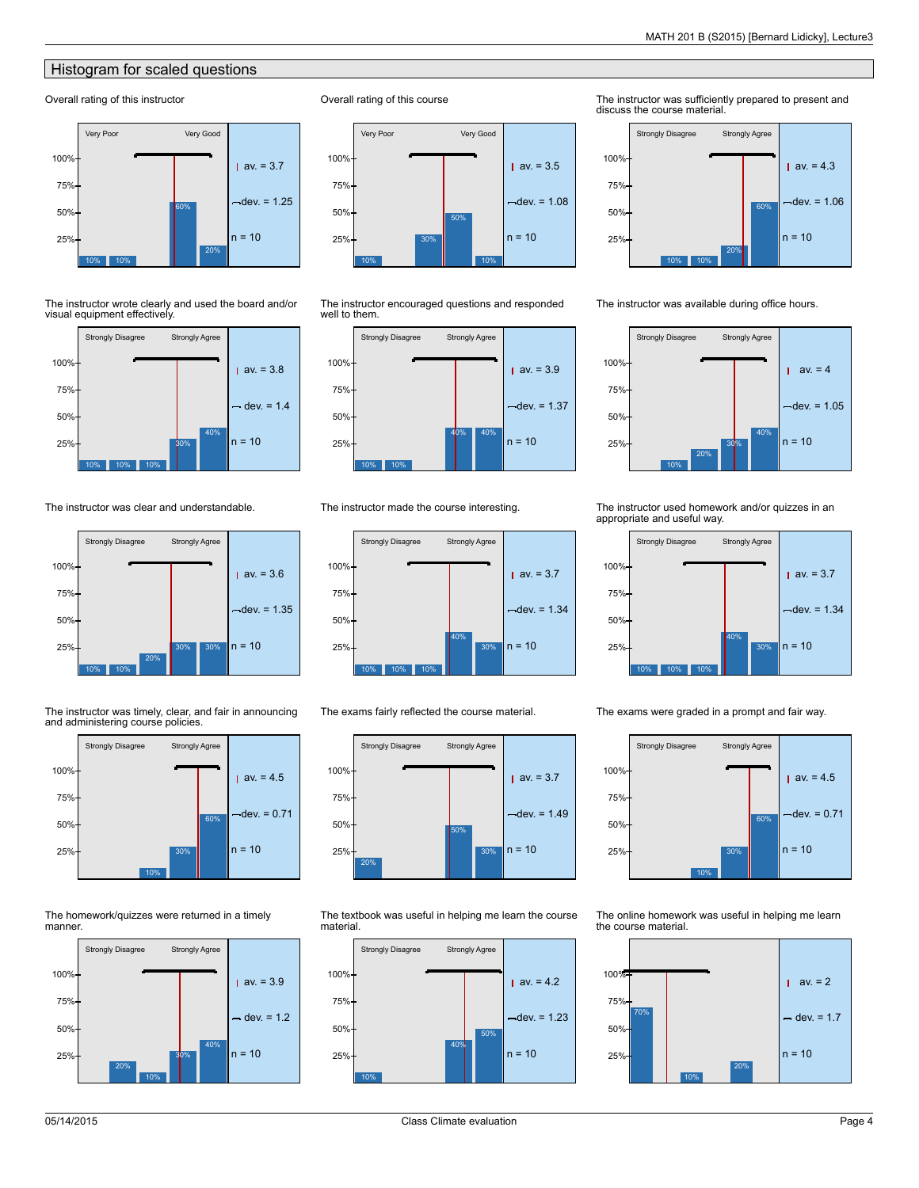## Histogram for scaled questions

**Overall rating of this instructor**

Very Poor — Very Good

| 1 | 2 | 3 | 4 | 5 |
|---|---|---|---|---|
| 10% | 10% | | 60% | 20% |

av. = 3.7; dev. = 1.25; n = 10

**Overall rating of this course**

Very Poor — Very Good

| 1 | 2 | 3 | 4 | 5 |
|---|---|---|---|---|
| 10% | | 30% | 50% | 10% |

av. = 3.5; dev. = 1.08; n = 10

**The instructor was sufficiently prepared to present and discuss the course material.**

Strongly Disagree — Strongly Agree

| 1 | 2 | 3 | 4 | 5 |
|---|---|---|---|---|
| | 10% | 10% | 20% | 60% |

av. = 4.3; dev. = 1.06; n = 10

**The instructor wrote clearly and used the board and/or visual equipment effectively.**

Strongly Disagree — Strongly Agree

| 1 | 2 | 3 | 4 | 5 |
|---|---|---|---|---|
| 10% | 10% | 10% | 30% | 40% |

av. = 3.8; dev. = 1.4; n = 10

**The instructor encouraged questions and responded well to them.**

Strongly Disagree — Strongly Agree

| 1 | 2 | 3 | 4 | 5 |
|---|---|---|---|---|
| 10% | 10% | | 40% | 40% |

av. = 3.9; dev. = 1.37; n = 10

**The instructor was available during office hours.**

Strongly Disagree — Strongly Agree

| 1 | 2 | 3 | 4 | 5 |
|---|---|---|---|---|
| | 10% | 20% | 30% | 40% |

av. = 4; dev. = 1.05; n = 10

**The instructor was clear and understandable.**

Strongly Disagree — Strongly Agree

| 1 | 2 | 3 | 4 | 5 |
|---|---|---|---|---|
| 10% | 10% | 20% | 30% | 30% |

av. = 3.6; dev. = 1.35; n = 10

**The instructor made the course interesting.**

Strongly Disagree — Strongly Agree

| 1 | 2 | 3 | 4 | 5 |
|---|---|---|---|---|
| 10% | 10% | 10% | 40% | 30% |

av. = 3.7; dev. = 1.34; n = 10

**The instructor used homework and/or quizzes in an appropriate and useful way.**

Strongly Disagree — Strongly Agree

| 1 | 2 | 3 | 4 | 5 |
|---|---|---|---|---|
| 10% | 10% | 10% | 40% | 30% |

av. = 3.7; dev. = 1.34; n = 10

**The instructor was timely, clear, and fair in announcing and administering course policies.**

Strongly Disagree — Strongly Agree

| 1 | 2 | 3 | 4 | 5 |
|---|---|---|---|---|
| | | 10% | 30% | 60% |

av. = 4.5; dev. = 0.71; n = 10

**The exams fairly reflected the course material.**

Strongly Disagree — Strongly Agree

| 1 | 2 | 3 | 4 | 5 |
|---|---|---|---|---|
| 20% | | | 50% | 30% |

av. = 3.7; dev. = 1.49; n = 10

**The exams were graded in a prompt and fair way.**

Strongly Disagree — Strongly Agree

| 1 | 2 | 3 | 4 | 5 |
|---|---|---|---|---|
| | | 10% | 30% | 60% |

av. = 4.5; dev. = 0.71; n = 10

**The homework/quizzes were returned in a timely manner.**

Strongly Disagree — Strongly Agree

| 1 | 2 | 3 | 4 | 5 |
|---|---|---|---|---|
| | 20% | 10% | 30% | 40% |

av. = 3.9; dev. = 1.2; n = 10

**The textbook was useful in helping me learn the course material.**

Strongly Disagree — Strongly Agree

| 1 | 2 | 3 | 4 | 5 |
|---|---|---|---|---|
| 10% | | | 40% | 50% |

av. = 4.2; dev. = 1.23; n = 10

**The online homework was useful in helping me learn the course material.**

| 1 | 2 | 3 | 4 | 5 |
|---|---|---|---|---|
| 70% | | 10% | | 20% |

av. = 2; dev. = 1.7; n = 10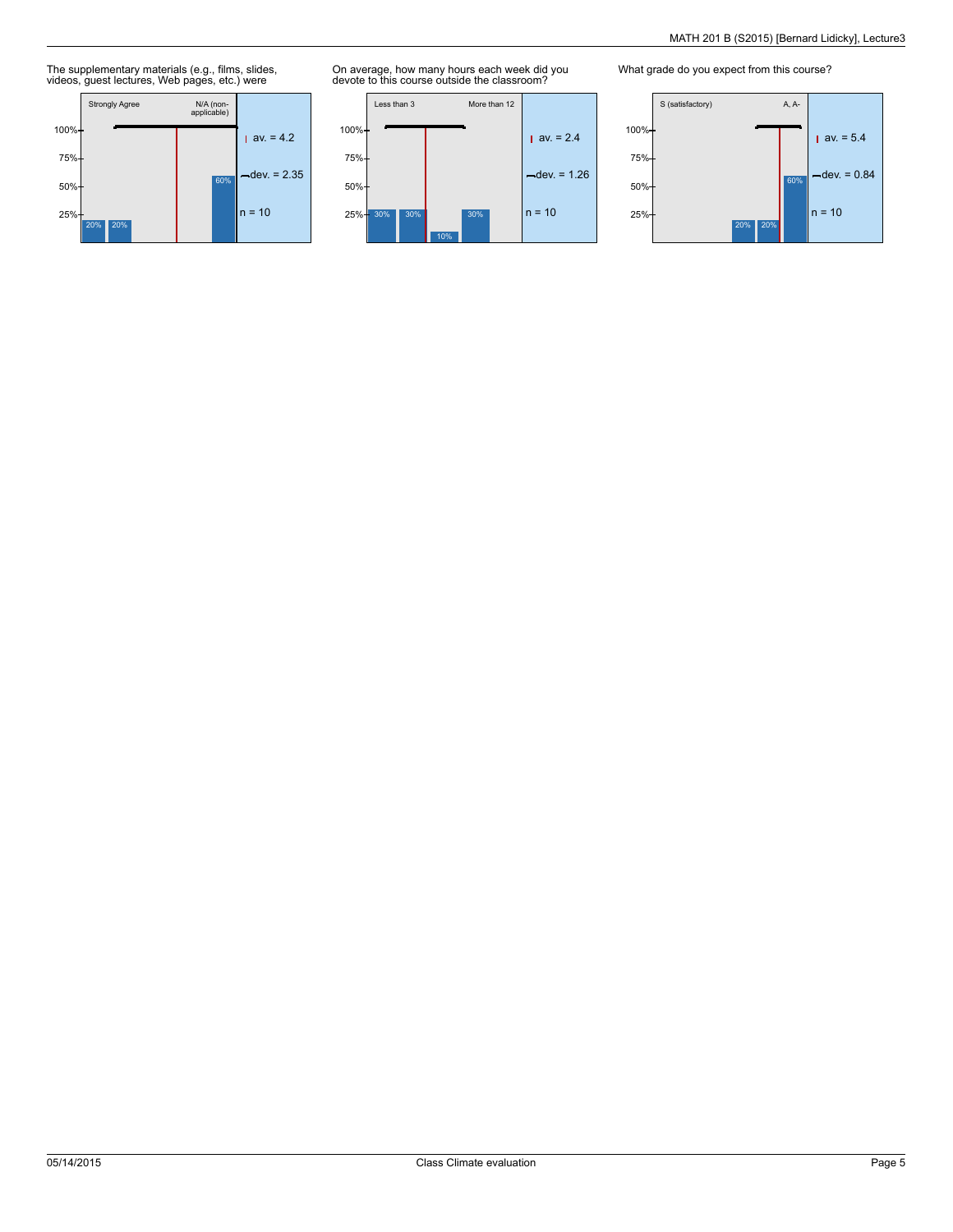The supplementary materials (e.g., films, slides, videos, guest lectures, Web pages, etc.) were

Strongly Agree — N/A (non-applicable)

100% / 75% / 50% / 25%

20% 20% 60%

av. = 4.2
dev. = 2.35
n = 10

On average, how many hours each week did you devote to this course outside the classroom?

Less than 3 — More than 12

100% / 75% / 50% / 25%

30% 30% 10% 30%

av. = 2.4
dev. = 1.26
n = 10

What grade do you expect from this course?

S (satisfactory) — A, A-

100% / 75% / 50% / 25%

20% 20% 60%

av. = 5.4
dev. = 0.84
n = 10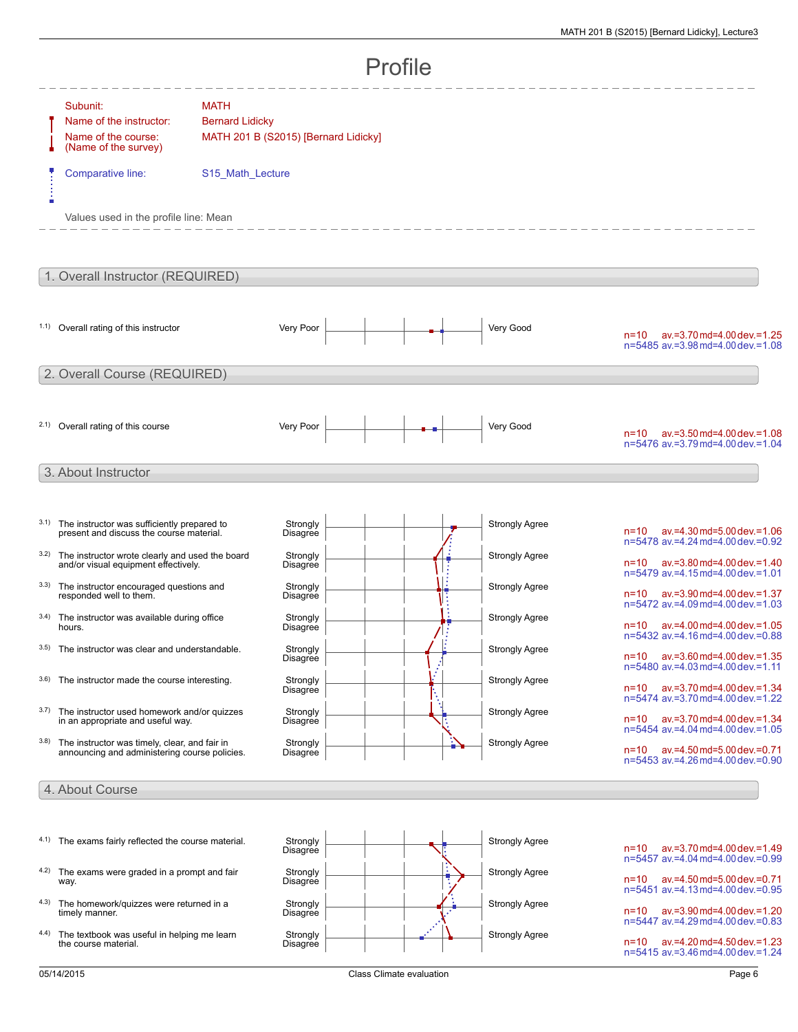# Profile

Subunit: MATH

Name of the instructor: Bernard Lidicky

Name of the course: (Name of the survey) MATH 201 B (S2015) [Bernard Lidicky]

Comparative line: S15_Math_Lecture

Values used in the profile line: Mean

## 1. Overall Instructor (REQUIRED)

| # | Question | Left pole | Right pole | Statistics |
|---|---|---|---|---|
| 1.1) | Overall rating of this instructor | Very Poor | Very Good | n=10 av.=3.70 md=4.00 dev.=1.25<br>n=5485 av.=3.98 md=4.00 dev.=1.08 |

## 2. Overall Course (REQUIRED)

| # | Question | Left pole | Right pole | Statistics |
|---|---|---|---|---|
| 2.1) | Overall rating of this course | Very Poor | Very Good | n=10 av.=3.50 md=4.00 dev.=1.08<br>n=5476 av.=3.79 md=4.00 dev.=1.04 |

## 3. About Instructor

| # | Question | Left pole | Right pole | Statistics |
|---|---|---|---|---|
| 3.1) | The instructor was sufficiently prepared to present and discuss the course material. | Strongly Disagree | Strongly Agree | n=10 av.=4.30 md=5.00 dev.=1.06<br>n=5478 av.=4.24 md=4.00 dev.=0.92 |
| 3.2) | The instructor wrote clearly and used the board and/or visual equipment effectively. | Strongly Disagree | Strongly Agree | n=10 av.=3.80 md=4.00 dev.=1.40<br>n=5479 av.=4.15 md=4.00 dev.=1.01 |
| 3.3) | The instructor encouraged questions and responded well to them. | Strongly Disagree | Strongly Agree | n=10 av.=3.90 md=4.00 dev.=1.37<br>n=5472 av.=4.09 md=4.00 dev.=1.03 |
| 3.4) | The instructor was available during office hours. | Strongly Disagree | Strongly Agree | n=10 av.=4.00 md=4.00 dev.=1.05<br>n=5432 av.=4.16 md=4.00 dev.=0.88 |
| 3.5) | The instructor was clear and understandable. | Strongly Disagree | Strongly Agree | n=10 av.=3.60 md=4.00 dev.=1.35<br>n=5480 av.=4.03 md=4.00 dev.=1.11 |
| 3.6) | The instructor made the course interesting. | Strongly Disagree | Strongly Agree | n=10 av.=3.70 md=4.00 dev.=1.34<br>n=5474 av.=3.70 md=4.00 dev.=1.22 |
| 3.7) | The instructor used homework and/or quizzes in an appropriate and useful way. | Strongly Disagree | Strongly Agree | n=10 av.=3.70 md=4.00 dev.=1.34<br>n=5454 av.=4.04 md=4.00 dev.=1.05 |
| 3.8) | The instructor was timely, clear, and fair in announcing and administering course policies. | Strongly Disagree | Strongly Agree | n=10 av.=4.50 md=5.00 dev.=0.71<br>n=5453 av.=4.26 md=4.00 dev.=0.90 |

## 4. About Course

| # | Question | Left pole | Right pole | Statistics |
|---|---|---|---|---|
| 4.1) | The exams fairly reflected the course material. | Strongly Disagree | Strongly Agree | n=10 av.=3.70 md=4.00 dev.=1.49<br>n=5457 av.=4.04 md=4.00 dev.=0.99 |
| 4.2) | The exams were graded in a prompt and fair way. | Strongly Disagree | Strongly Agree | n=10 av.=4.50 md=5.00 dev.=0.71<br>n=5451 av.=4.13 md=4.00 dev.=0.95 |
| 4.3) | The homework/quizzes were returned in a timely manner. | Strongly Disagree | Strongly Agree | n=10 av.=3.90 md=4.00 dev.=1.20<br>n=5447 av.=4.29 md=4.00 dev.=0.83 |
| 4.4) | The textbook was useful in helping me learn the course material. | Strongly Disagree | Strongly Agree | n=10 av.=4.20 md=4.50 dev.=1.23<br>n=5415 av.=3.46 md=4.00 dev.=1.24 |

05/14/2015 Class Climate evaluation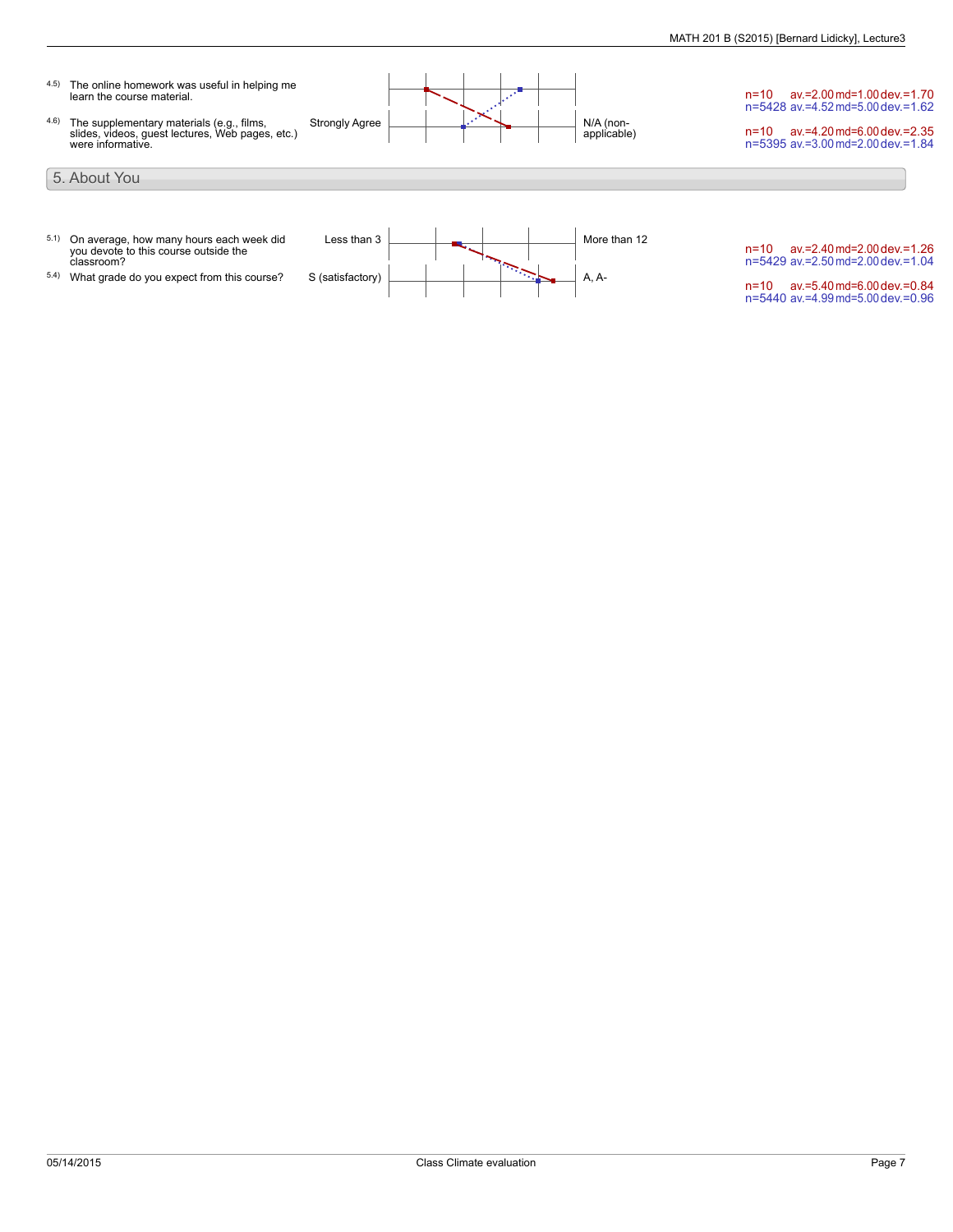4.5) The online homework was useful in helping me learn the course material.

n=10 av.=2.00 md=1.00 dev.=1.70
n=5428 av.=4.52 md=5.00 dev.=1.62

4.6) The supplementary materials (e.g., films, slides, videos, guest lectures, Web pages, etc.) were informative.

Strongly Agree — N/A (non-applicable)

n=10 av.=4.20 md=6.00 dev.=2.35
n=5395 av.=3.00 md=2.00 dev.=1.84

## 5. About You

5.1) On average, how many hours each week did you devote to this course outside the classroom?

Less than 3 — More than 12

n=10 av.=2.40 md=2.00 dev.=1.26
n=5429 av.=2.50 md=2.00 dev.=1.04

5.4) What grade do you expect from this course?

S (satisfactory) — A, A-

n=10 av.=5.40 md=6.00 dev.=0.84
n=5440 av.=4.99 md=5.00 dev.=0.96